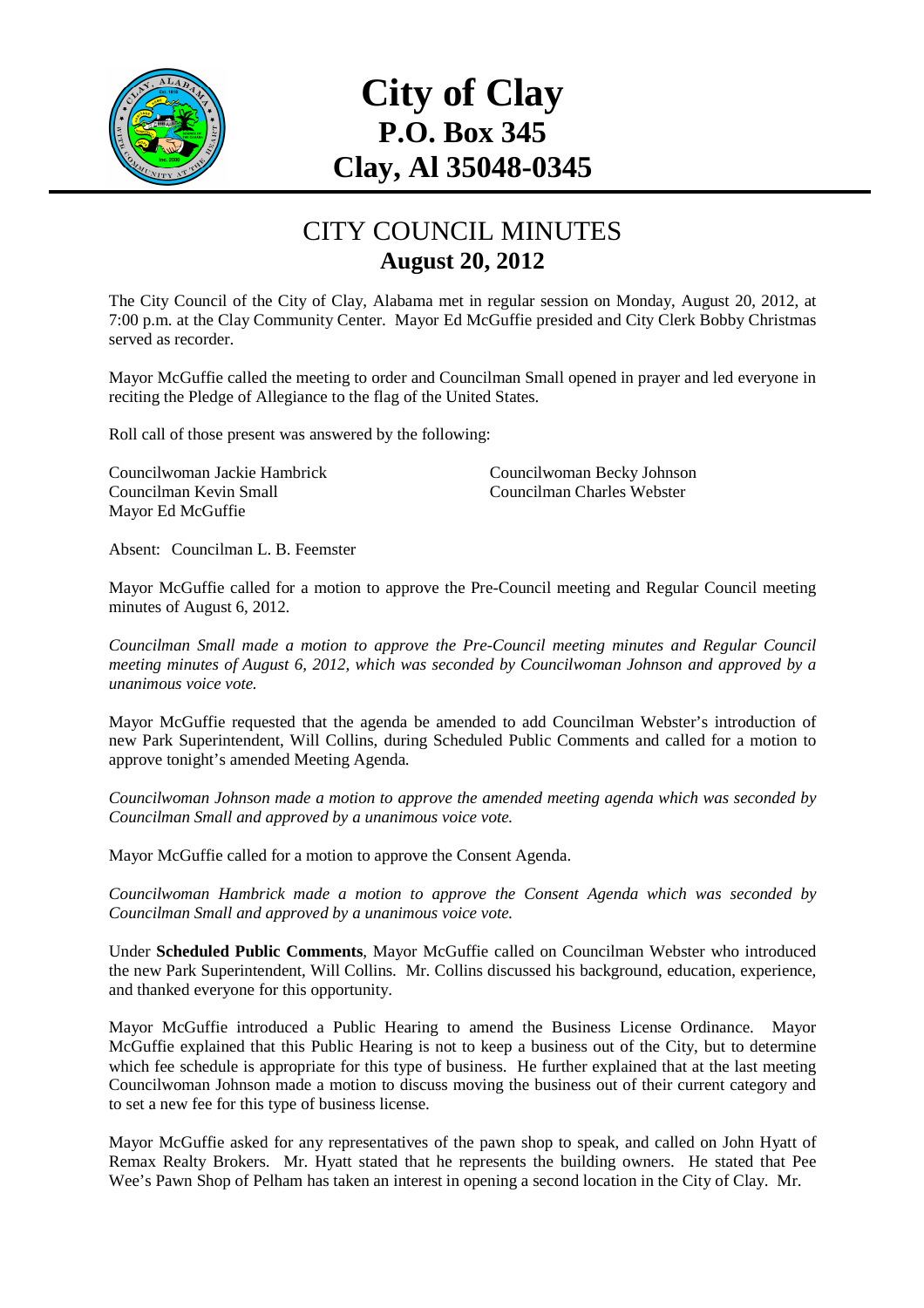# City of Clay
## P.O. Box 345
## Clay, Al 35048-0345

# CITY COUNCIL MINUTES
## August 20, 2012

The City Council of the City of Clay, Alabama met in regular session on Monday, August 20, 2012, at 7:00 p.m. at the Clay Community Center. Mayor Ed McGuffie presided and City Clerk Bobby Christmas served as recorder.

Mayor McGuffie called the meeting to order and Councilman Small opened in prayer and led everyone in reciting the Pledge of Allegiance to the flag of the United States.

Roll call of those present was answered by the following:

Councilwoman Jackie Hambrick
Councilwoman Becky Johnson
Councilman Kevin Small
Councilman Charles Webster
Mayor Ed McGuffie

Absent: Councilman L. B. Feemster

Mayor McGuffie called for a motion to approve the Pre-Council meeting and Regular Council meeting minutes of August 6, 2012.

*Councilman Small made a motion to approve the Pre-Council meeting minutes and Regular Council meeting minutes of August 6, 2012, which was seconded by Councilwoman Johnson and approved by a unanimous voice vote.*

Mayor McGuffie requested that the agenda be amended to add Councilman Webster's introduction of new Park Superintendent, Will Collins, during Scheduled Public Comments and called for a motion to approve tonight's amended Meeting Agenda.

*Councilwoman Johnson made a motion to approve the amended meeting agenda which was seconded by Councilman Small and approved by a unanimous voice vote.*

Mayor McGuffie called for a motion to approve the Consent Agenda.

*Councilwoman Hambrick made a motion to approve the Consent Agenda which was seconded by Councilman Small and approved by a unanimous voice vote.*

Under **Scheduled Public Comments**, Mayor McGuffie called on Councilman Webster who introduced the new Park Superintendent, Will Collins. Mr. Collins discussed his background, education, experience, and thanked everyone for this opportunity.

Mayor McGuffie introduced a Public Hearing to amend the Business License Ordinance. Mayor McGuffie explained that this Public Hearing is not to keep a business out of the City, but to determine which fee schedule is appropriate for this type of business. He further explained that at the last meeting Councilwoman Johnson made a motion to discuss moving the business out of their current category and to set a new fee for this type of business license.

Mayor McGuffie asked for any representatives of the pawn shop to speak, and called on John Hyatt of Remax Realty Brokers. Mr. Hyatt stated that he represents the building owners. He stated that Pee Wee's Pawn Shop of Pelham has taken an interest in opening a second location in the City of Clay. Mr.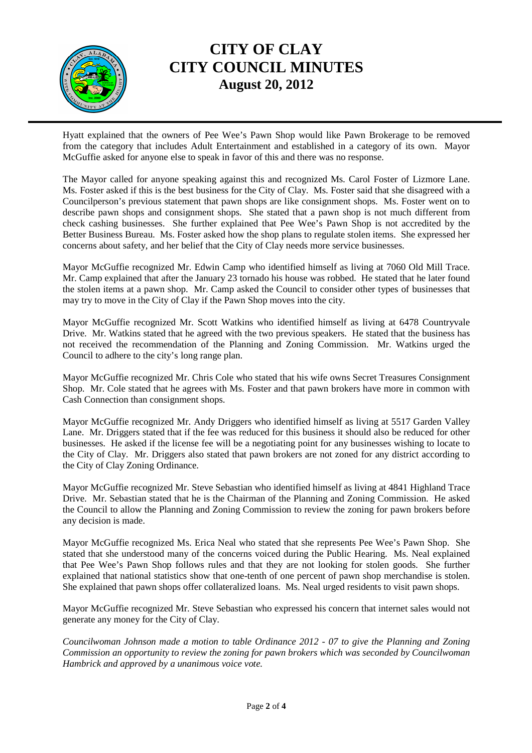Hyatt explained that the owners of Pee Wee's Pawn Shop would like Pawn Brokerage to be removed from the category that includes Adult Entertainment and established in a category of its own. Mayor McGuffie asked for anyone else to speak in favor of this and there was no response.

The Mayor called for anyone speaking against this and recognized Ms. Carol Foster of Lizmore Lane. Ms. Foster asked if this is the best business for the City of Clay. Ms. Foster said that she disagreed with a Councilperson's previous statement that pawn shops are like consignment shops. Ms. Foster went on to describe pawn shops and consignment shops. She stated that a pawn shop is not much different from check cashing businesses. She further explained that Pee Wee's Pawn Shop is not accredited by the Better Business Bureau. Ms. Foster asked how the shop plans to regulate stolen items. She expressed her concerns about safety, and her belief that the City of Clay needs more service businesses.

Mayor McGuffie recognized Mr. Edwin Camp who identified himself as living at 7060 Old Mill Trace. Mr. Camp explained that after the January 23 tornado his house was robbed. He stated that he later found the stolen items at a pawn shop. Mr. Camp asked the Council to consider other types of businesses that may try to move in the City of Clay if the Pawn Shop moves into the city.

Mayor McGuffie recognized Mr. Scott Watkins who identified himself as living at 6478 Countryvale Drive. Mr. Watkins stated that he agreed with the two previous speakers. He stated that the business has not received the recommendation of the Planning and Zoning Commission. Mr. Watkins urged the Council to adhere to the city's long range plan.

Mayor McGuffie recognized Mr. Chris Cole who stated that his wife owns Secret Treasures Consignment Shop. Mr. Cole stated that he agrees with Ms. Foster and that pawn brokers have more in common with Cash Connection than consignment shops.

Mayor McGuffie recognized Mr. Andy Driggers who identified himself as living at 5517 Garden Valley Lane. Mr. Driggers stated that if the fee was reduced for this business it should also be reduced for other businesses. He asked if the license fee will be a negotiating point for any businesses wishing to locate to the City of Clay. Mr. Driggers also stated that pawn brokers are not zoned for any district according to the City of Clay Zoning Ordinance.

Mayor McGuffie recognized Mr. Steve Sebastian who identified himself as living at 4841 Highland Trace Drive. Mr. Sebastian stated that he is the Chairman of the Planning and Zoning Commission. He asked the Council to allow the Planning and Zoning Commission to review the zoning for pawn brokers before any decision is made.

Mayor McGuffie recognized Ms. Erica Neal who stated that she represents Pee Wee's Pawn Shop. She stated that she understood many of the concerns voiced during the Public Hearing. Ms. Neal explained that Pee Wee's Pawn Shop follows rules and that they are not looking for stolen goods. She further explained that national statistics show that one-tenth of one percent of pawn shop merchandise is stolen. She explained that pawn shops offer collateralized loans. Ms. Neal urged residents to visit pawn shops.

Mayor McGuffie recognized Mr. Steve Sebastian who expressed his concern that internet sales would not generate any money for the City of Clay.

*Councilwoman Johnson made a motion to table Ordinance 2012 - 07 to give the Planning and Zoning Commission an opportunity to review the zoning for pawn brokers which was seconded by Councilwoman Hambrick and approved by a unanimous voice vote.*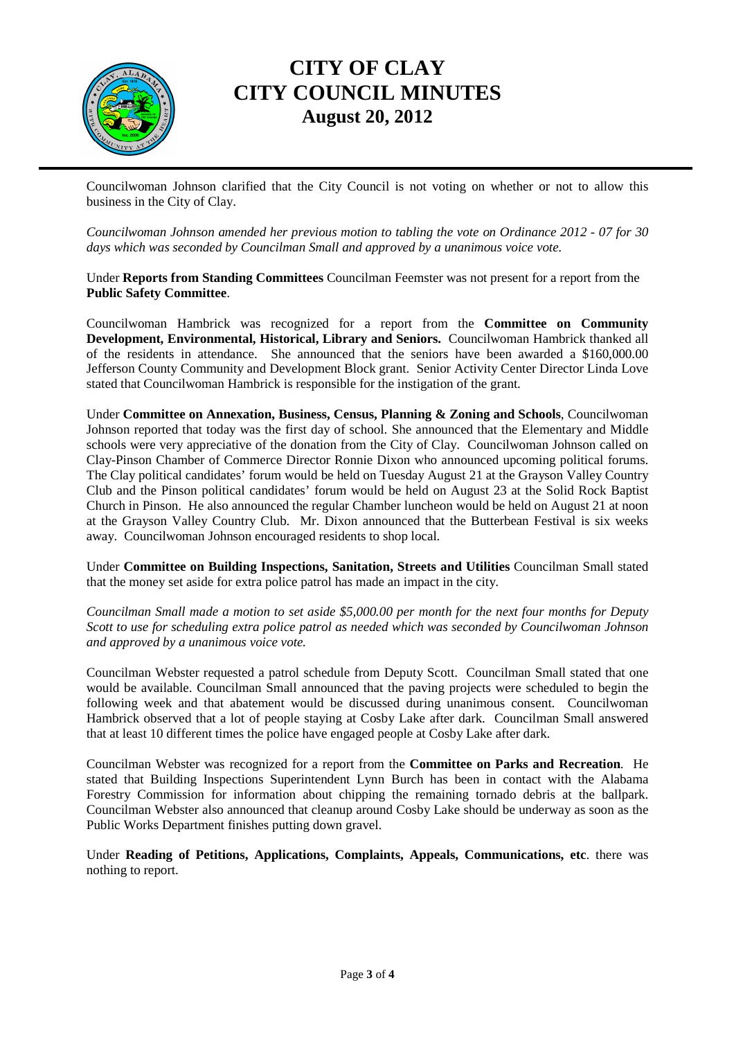Councilwoman Johnson clarified that the City Council is not voting on whether or not to allow this business in the City of Clay.

*Councilwoman Johnson amended her previous motion to tabling the vote on Ordinance 2012 - 07 for 30 days which was seconded by Councilman Small and approved by a unanimous voice vote.*

Under **Reports from Standing Committees** Councilman Feemster was not present for a report from the **Public Safety Committee**.

Councilwoman Hambrick was recognized for a report from the **Committee on Community Development, Environmental, Historical, Library and Seniors.** Councilwoman Hambrick thanked all of the residents in attendance. She announced that the seniors have been awarded a $160,000.00 Jefferson County Community and Development Block grant. Senior Activity Center Director Linda Love stated that Councilwoman Hambrick is responsible for the instigation of the grant.

Under **Committee on Annexation, Business, Census, Planning & Zoning and Schools**, Councilwoman Johnson reported that today was the first day of school. She announced that the Elementary and Middle schools were very appreciative of the donation from the City of Clay. Councilwoman Johnson called on Clay-Pinson Chamber of Commerce Director Ronnie Dixon who announced upcoming political forums. The Clay political candidates' forum would be held on Tuesday August 21 at the Grayson Valley Country Club and the Pinson political candidates' forum would be held on August 23 at the Solid Rock Baptist Church in Pinson. He also announced the regular Chamber luncheon would be held on August 21 at noon at the Grayson Valley Country Club. Mr. Dixon announced that the Butterbean Festival is six weeks away. Councilwoman Johnson encouraged residents to shop local.

Under **Committee on Building Inspections, Sanitation, Streets and Utilities** Councilman Small stated that the money set aside for extra police patrol has made an impact in the city.

*Councilman Small made a motion to set aside $5,000.00 per month for the next four months for Deputy Scott to use for scheduling extra police patrol as needed which was seconded by Councilwoman Johnson and approved by a unanimous voice vote.*

Councilman Webster requested a patrol schedule from Deputy Scott. Councilman Small stated that one would be available. Councilman Small announced that the paving projects were scheduled to begin the following week and that abatement would be discussed during unanimous consent. Councilwoman Hambrick observed that a lot of people staying at Cosby Lake after dark. Councilman Small answered that at least 10 different times the police have engaged people at Cosby Lake after dark.

Councilman Webster was recognized for a report from the **Committee on Parks and Recreation**. He stated that Building Inspections Superintendent Lynn Burch has been in contact with the Alabama Forestry Commission for information about chipping the remaining tornado debris at the ballpark. Councilman Webster also announced that cleanup around Cosby Lake should be underway as soon as the Public Works Department finishes putting down gravel.

Under **Reading of Petitions, Applications, Complaints, Appeals, Communications, etc**. there was nothing to report.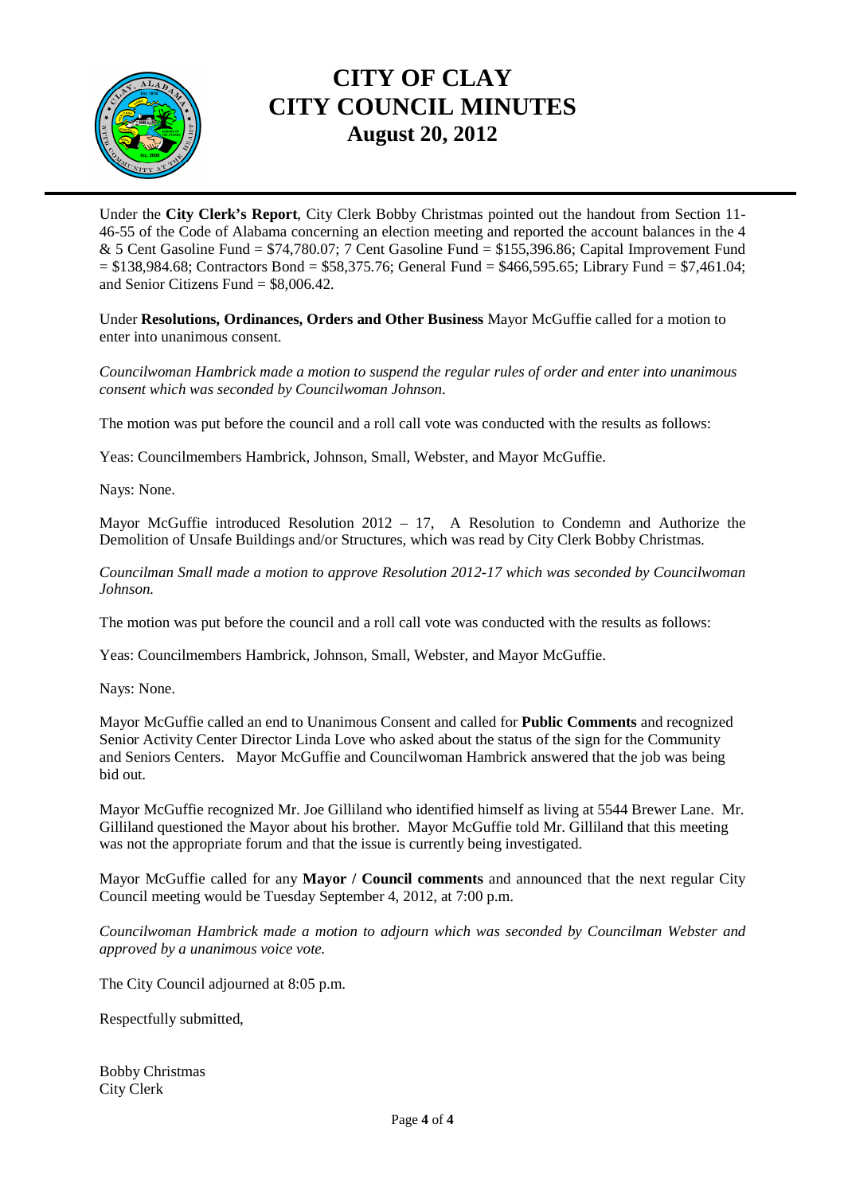# CITY OF CLAY
# CITY COUNCIL MINUTES
## August 20, 2012

Under the **City Clerk's Report**, City Clerk Bobby Christmas pointed out the handout from Section 11-46-55 of the Code of Alabama concerning an election meeting and reported the account balances in the 4 & 5 Cent Gasoline Fund = $74,780.07; 7 Cent Gasoline Fund = $155,396.86; Capital Improvement Fund = $138,984.68; Contractors Bond = $58,375.76; General Fund = $466,595.65; Library Fund = $7,461.04; and Senior Citizens Fund = $8,006.42.

Under **Resolutions, Ordinances, Orders and Other Business** Mayor McGuffie called for a motion to enter into unanimous consent.

*Councilwoman Hambrick made a motion to suspend the regular rules of order and enter into unanimous consent which was seconded by Councilwoman Johnson.*

The motion was put before the council and a roll call vote was conducted with the results as follows:

Yeas: Councilmembers Hambrick, Johnson, Small, Webster, and Mayor McGuffie.

Nays: None.

Mayor McGuffie introduced Resolution 2012 – 17, A Resolution to Condemn and Authorize the Demolition of Unsafe Buildings and/or Structures, which was read by City Clerk Bobby Christmas.

*Councilman Small made a motion to approve Resolution 2012-17 which was seconded by Councilwoman Johnson.*

The motion was put before the council and a roll call vote was conducted with the results as follows:

Yeas: Councilmembers Hambrick, Johnson, Small, Webster, and Mayor McGuffie.

Nays: None.

Mayor McGuffie called an end to Unanimous Consent and called for **Public Comments** and recognized Senior Activity Center Director Linda Love who asked about the status of the sign for the Community and Seniors Centers. Mayor McGuffie and Councilwoman Hambrick answered that the job was being bid out.

Mayor McGuffie recognized Mr. Joe Gilliland who identified himself as living at 5544 Brewer Lane. Mr. Gilliland questioned the Mayor about his brother. Mayor McGuffie told Mr. Gilliland that this meeting was not the appropriate forum and that the issue is currently being investigated.

Mayor McGuffie called for any **Mayor / Council comments** and announced that the next regular City Council meeting would be Tuesday September 4, 2012, at 7:00 p.m.

*Councilwoman Hambrick made a motion to adjourn which was seconded by Councilman Webster and approved by a unanimous voice vote.*

The City Council adjourned at 8:05 p.m.

Respectfully submitted,

Bobby Christmas
City Clerk